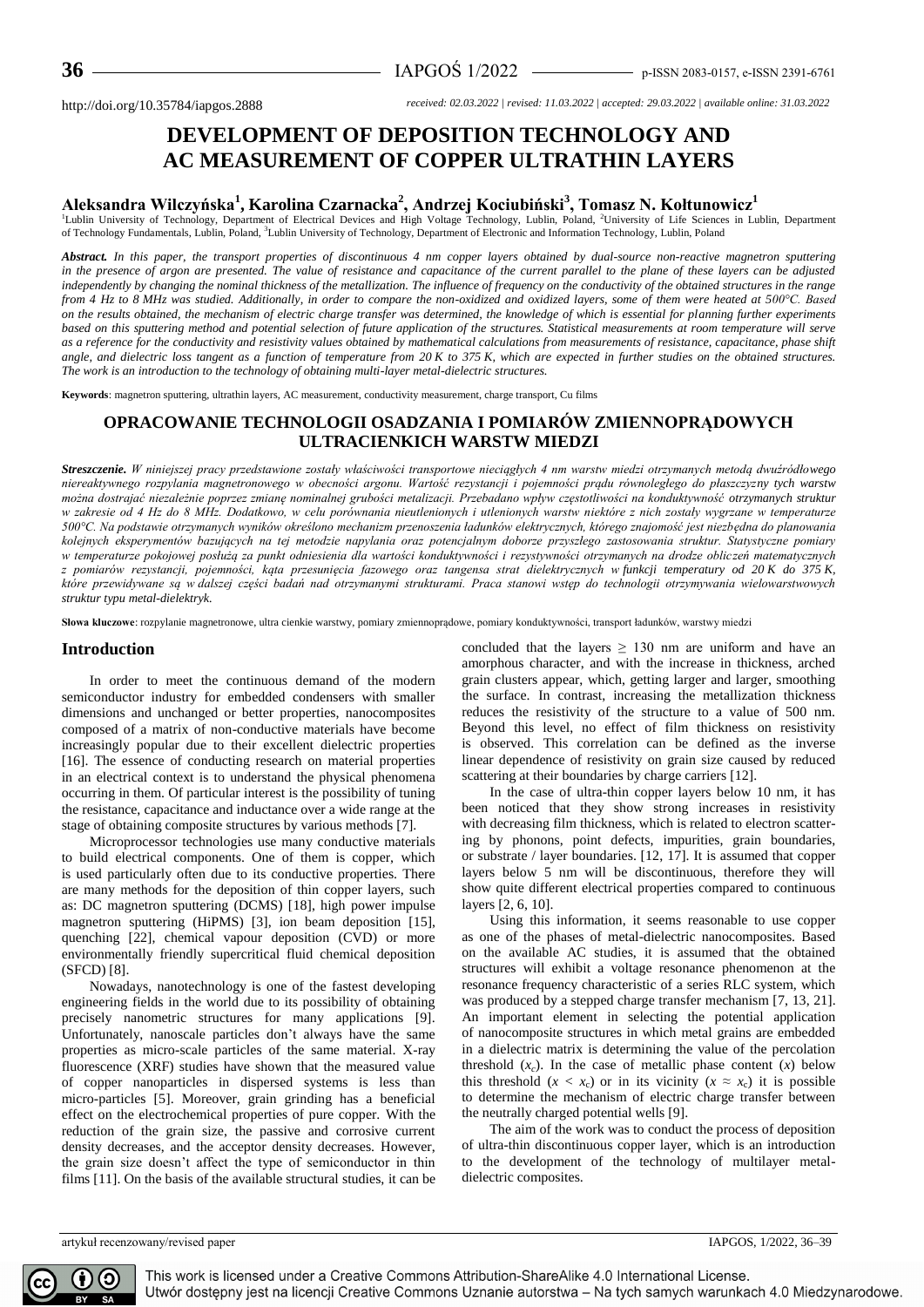http://doi.org/10.35784/iapgos.2888

*received: 02.03.2022 | revised: 11.03.2022 | accepted: 29.03.2022 | available online: 31.03.2022*

# DEVELOPMENT OF DEPOSITION TECHNOLOGY AND AC MEASUREMENT OF COPPER ULTRATHIN LAYERS

**Aleksandra Wilczyńska[1], Karolina Czarnacka[2], Andrzej Kociubiński[3], Tomasz N. Kołtunowicz[1]**

[1]Lublin University of Technology, Department of Electrical Devices and High Voltage Technology, Lublin, Poland, [2]University of Life Sciences in Lublin, Department of Technology Fundamentals, Lublin, Poland, [3]Lublin University of Technology, Department of Electronic and Information Technology, Lublin, Poland

***Abstract.*** *In this paper, the transport properties of discontinuous 4 nm copper layers obtained by dual-source non-reactive magnetron sputtering in the presence of argon are presented. The value of resistance and capacitance of the current parallel to the plane of these layers can be adjusted independently by changing the nominal thickness of the metallization. The influence of frequency on the conductivity of the obtained structures in the range from 4 Hz to 8 MHz was studied. Additionally, in order to compare the non-oxidized and oxidized layers, some of them were heated at 500°C. Based on the results obtained, the mechanism of electric charge transfer was determined, the knowledge of which is essential for planning further experiments based on this sputtering method and potential selection of future application of the structures. Statistical measurements at room temperature will serve as a reference for the conductivity and resistivity values obtained by mathematical calculations from measurements of resistance, capacitance, phase shift angle, and dielectric loss tangent as a function of temperature from 20 K to 375 K, which are expected in further studies on the obtained structures. The work is an introduction to the technology of obtaining multi-layer metal-dielectric structures.*

**Keywords**: magnetron sputtering, ultrathin layers, AC measurement, conductivity measurement, charge transport, Cu films

## OPRACOWANIE TECHNOLOGII OSADZANIA I POMIARÓW ZMIENNOPRĄDOWYCH ULTRACIENKICH WARSTW MIEDZI

***Streszczenie.*** *W niniejszej pracy przedstawione zostały właściwości transportowe nieciągłych 4 nm warstw miedzi otrzymanych metodą dwuźródłowego niereaktywnego rozpylania magnetronowego w obecności argonu. Wartość rezystancji i pojemności prądu równoległego do płaszczyzny tych warstw można dostrajać niezależnie poprzez zmianę nominalnej grubości metalizacji. Przebadano wpływ częstotliwości na konduktywność otrzymanych struktur w zakresie od 4 Hz do 8 MHz. Dodatkowo, w celu porównania nieutlenionych i utlenionych warstw niektóre z nich zostały wygrzane w temperaturze 500°C. Na podstawie otrzymanych wyników określono mechanizm przenoszenia ładunków elektrycznych, którego znajomość jest niezbędna do planowania kolejnych eksperymentów bazujących na tej metodzie napylania oraz potencjalnym doborze przyszłego zastosowania struktur. Statystyczne pomiary w temperaturze pokojowej posłużą za punkt odniesienia dla wartości konduktywności i rezystywności otrzymanych na drodze obliczeń matematycznych z pomiarów rezystancji, pojemności, kąta przesunięcia fazowego oraz tangensa strat dielektrycznych w funkcji temperatury od 20 K do 375 K, które przewidywane są w dalszej części badań nad otrzymanymi strukturami. Praca stanowi wstęp do technologii otrzymywania wielowarstwowych struktur typu metal-dielektryk.*

**Słowa kluczowe**: rozpylanie magnetronowe, ultra cienkie warstwy, pomiary zmiennoprądowe, pomiary konduktywności, transport ładunków, warstwy miedzi

## Introduction

In order to meet the continuous demand of the modern semiconductor industry for embedded condensers with smaller dimensions and unchanged or better properties, nanocomposites composed of a matrix of non-conductive materials have become increasingly popular due to their excellent dielectric properties [16]. The essence of conducting research on material properties in an electrical context is to understand the physical phenomena occurring in them. Of particular interest is the possibility of tuning the resistance, capacitance and inductance over a wide range at the stage of obtaining composite structures by various methods [7].

Microprocessor technologies use many conductive materials to build electrical components. One of them is copper, which is used particularly often due to its conductive properties. There are many methods for the deposition of thin copper layers, such as: DC magnetron sputtering (DCMS) [18], high power impulse magnetron sputtering (HiPMS) [3], ion beam deposition [15], quenching [22], chemical vapour deposition (CVD) or more environmentally friendly supercritical fluid chemical deposition (SFCD) [8].

Nowadays, nanotechnology is one of the fastest developing engineering fields in the world due to its possibility of obtaining precisely nanometric structures for many applications [9]. Unfortunately, nanoscale particles don't always have the same properties as micro-scale particles of the same material. X-ray fluorescence (XRF) studies have shown that the measured value of copper nanoparticles in dispersed systems is less than micro-particles [5]. Moreover, grain grinding has a beneficial effect on the electrochemical properties of pure copper. With the reduction of the grain size, the passive and corrosive current density decreases, and the acceptor density decreases. However, the grain size doesn't affect the type of semiconductor in thin films [11]. On the basis of the available structural studies, it can be concluded that the layers ≥ 130 nm are uniform and have an amorphous character, and with the increase in thickness, arched grain clusters appear, which, getting larger and larger, smoothing the surface. In contrast, increasing the metallization thickness reduces the resistivity of the structure to a value of 500 nm. Beyond this level, no effect of film thickness on resistivity is observed. This correlation can be defined as the inverse linear dependence of resistivity on grain size caused by reduced scattering at their boundaries by charge carriers [12].

In the case of ultra-thin copper layers below 10 nm, it has been noticed that they show strong increases in resistivity with decreasing film thickness, which is related to electron scattering by phonons, point defects, impurities, grain boundaries, or substrate / layer boundaries. [12, 17]. It is assumed that copper layers below 5 nm will be discontinuous, therefore they will show quite different electrical properties compared to continuous layers [2, 6, 10].

Using this information, it seems reasonable to use copper as one of the phases of metal-dielectric nanocomposites. Based on the available AC studies, it is assumed that the obtained structures will exhibit a voltage resonance phenomenon at the resonance frequency characteristic of a series RLC system, which was produced by a stepped charge transfer mechanism [7, 13, 21]. An important element in selecting the potential application of nanocomposite structures in which metal grains are embedded in a dielectric matrix is determining the value of the percolation threshold ($x_c$). In the case of metallic phase content ($x$) below this threshold ($x < x_c$) or in its vicinity ($x \approx x_c$) it is possible to determine the mechanism of electric charge transfer between the neutrally charged potential wells [9].

The aim of the work was to conduct the process of deposition of ultra-thin discontinuous copper layer, which is an introduction to the development of the technology of multilayer metal-dielectric composites.

artykuł recenzowany/revised paper

This work is licensed under a Creative Commons Attribution-ShareAlike 4.0 International License.
Utwór dostępny jest na licencji Creative Commons Uznanie autorstwa – Na tych samych warunkach 4.0 Miedzynarodowe.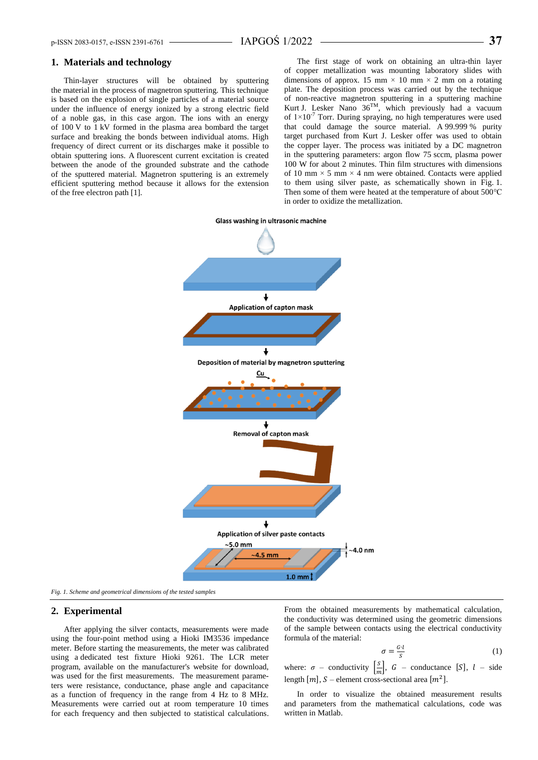## 1. Materials and technology

Thin-layer structures will be obtained by sputtering the material in the process of magnetron sputtering. This technique is based on the explosion of single particles of a material source under the influence of energy ionized by a strong electric field of a noble gas, in this case argon. The ions with an energy of 100 V to 1 kV formed in the plasma area bombard the target surface and breaking the bonds between individual atoms. High frequency of direct current or its discharges make it possible to obtain sputtering ions. A fluorescent current excitation is created between the anode of the grounded substrate and the cathode of the sputtered material. Magnetron sputtering is an extremely efficient sputtering method because it allows for the extension of the free electron path [1].

The first stage of work on obtaining an ultra-thin layer of copper metallization was mounting laboratory slides with dimensions of approx. 15 mm × 10 mm × 2 mm on a rotating plate. The deposition process was carried out by the technique of non-reactive magnetron sputtering in a sputtering machine Kurt J. Lesker Nano 36[TM], which previously had a vacuum of $1 \times 10^{-7}$ Torr. During spraying, no high temperatures were used that could damage the source material. A 99.999 % purity target purchased from Kurt J. Lesker offer was used to obtain the copper layer. The process was initiated by a DC magnetron in the sputtering parameters: argon flow 75 sccm, plasma power 100 W for about 2 minutes. Thin film structures with dimensions of 10 mm × 5 mm × 4 nm were obtained. Contacts were applied to them using silver paste, as schematically shown in Fig. 1. Then some of them were heated at the temperature of about 500°C in order to oxidize the metallization.

*Fig. 1. Scheme and geometrical dimensions of the tested samples*

## 2. Experimental

After applying the silver contacts, measurements were made using the four-point method using a Hioki IM3536 impedance meter. Before starting the measurements, the meter was calibrated using a dedicated test fixture Hioki 9261. The LCR meter program, available on the manufacturer's website for download, was used for the first measurements. The measurement parameters were resistance, conductance, phase angle and capacitance as a function of frequency in the range from 4 Hz to 8 MHz. Measurements were carried out at room temperature 10 times for each frequency and then subjected to statistical calculations. From the obtained measurements by mathematical calculation, the conductivity was determined using the geometric dimensions of the sample between contacts using the electrical conductivity formula of the material:

$$\sigma = \frac{G \cdot l}{S} \tag{1}$$

where: $\sigma$ – conductivity $\left[\frac{S}{m}\right]$, $G$ – conductance $[S]$, $l$ – side length $[m]$, $S$ – element cross-sectional area $[m^2]$.

In order to visualize the obtained measurement results and parameters from the mathematical calculations, code was written in Matlab.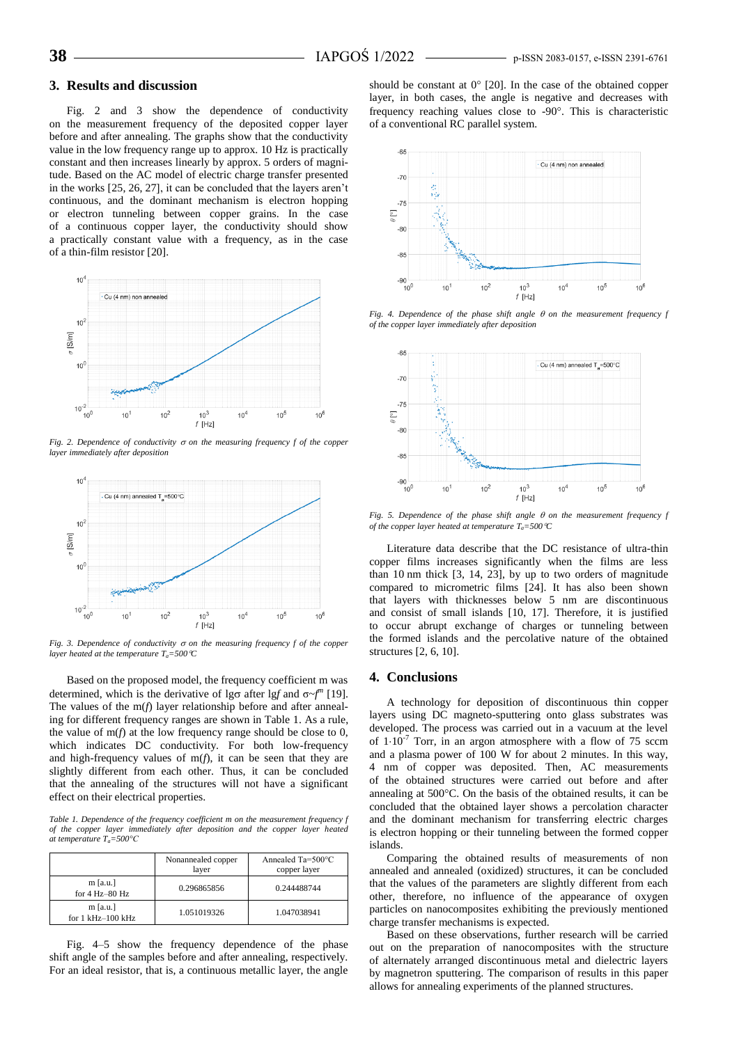## 3. Results and discussion

Fig. 2 and 3 show the dependence of conductivity on the measurement frequency of the deposited copper layer before and after annealing. The graphs show that the conductivity value in the low frequency range up to approx. 10 Hz is practically constant and then increases linearly by approx. 5 orders of magnitude. Based on the AC model of electric charge transfer presented in the works [25, 26, 27], it can be concluded that the layers aren't continuous, and the dominant mechanism is electron hopping or electron tunneling between copper grains. In the case of a continuous copper layer, the conductivity should show a practically constant value with a frequency, as in the case of a thin-film resistor [20].

*Fig. 2. Dependence of conductivity $\sigma$ on the measuring frequency f of the copper layer immediately after deposition*

*Fig. 3. Dependence of conductivity $\sigma$ on the measuring frequency f of the copper layer heated at the temperature $T_a$=500°C*

Based on the proposed model, the frequency coefficient m was determined, which is the derivative of lgσ after lg*f* and $\sigma \sim f^m$ [19]. The values of the m(*f*) layer relationship before and after annealing for different frequency ranges are shown in Table 1. As a rule, the value of m(*f*) at the low frequency range should be close to 0, which indicates DC conductivity. For both low-frequency and high-frequency values of m(*f*), it can be seen that they are slightly different from each other. Thus, it can be concluded that the annealing of the structures will not have a significant effect on their electrical properties.

*Table 1. Dependence of the frequency coefficient m on the measurement frequency f of the copper layer immediately after deposition and the copper layer heated at temperature $T_a$=500°C*

| | Nonannealed copper layer | Annealed Ta=500°C copper layer |
|---|---|---|
| m [a.u.] for 4 Hz–80 Hz | 0.296865856 | 0.244488744 |
| m [a.u.] for 1 kHz–100 kHz | 1.051019326 | 1.047038941 |

Fig. 4–5 show the frequency dependence of the phase shift angle of the samples before and after annealing, respectively. For an ideal resistor, that is, a continuous metallic layer, the angle should be constant at 0° [20]. In the case of the obtained copper layer, in both cases, the angle is negative and decreases with frequency reaching values close to -90°. This is characteristic of a conventional RC parallel system.

*Fig. 4. Dependence of the phase shift angle $\theta$ on the measurement frequency f of the copper layer immediately after deposition*

*Fig. 5. Dependence of the phase shift angle $\theta$ on the measurement frequency f of the copper layer heated at temperature $T_a$=500°C*

Literature data describe that the DC resistance of ultra-thin copper films increases significantly when the films are less than 10 nm thick [3, 14, 23], by up to two orders of magnitude compared to micrometric films [24]. It has also been shown that layers with thicknesses below 5 nm are discontinuous and consist of small islands [10, 17]. Therefore, it is justified to occur abrupt exchange of charges or tunneling between the formed islands and the percolative nature of the obtained structures [2, 6, 10].

## 4. Conclusions

A technology for deposition of discontinuous thin copper layers using DC magneto-sputtering onto glass substrates was developed. The process was carried out in a vacuum at the level of $1 \cdot 10^{-7}$ Torr, in an argon atmosphere with a flow of 75 sccm and a plasma power of 100 W for about 2 minutes. In this way, 4 nm of copper was deposited. Then, AC measurements of the obtained structures were carried out before and after annealing at 500°C. On the basis of the obtained results, it can be concluded that the obtained layer shows a percolation character and the dominant mechanism for transferring electric charges is electron hopping or their tunneling between the formed copper islands.

Comparing the obtained results of measurements of non annealed and annealed (oxidized) structures, it can be concluded that the values of the parameters are slightly different from each other, therefore, no influence of the appearance of oxygen particles on nanocomposites exhibiting the previously mentioned charge transfer mechanisms is expected.

Based on these observations, further research will be carried out on the preparation of nanocomposites with the structure of alternately arranged discontinuous metal and dielectric layers by magnetron sputtering. The comparison of results in this paper allows for annealing experiments of the planned structures.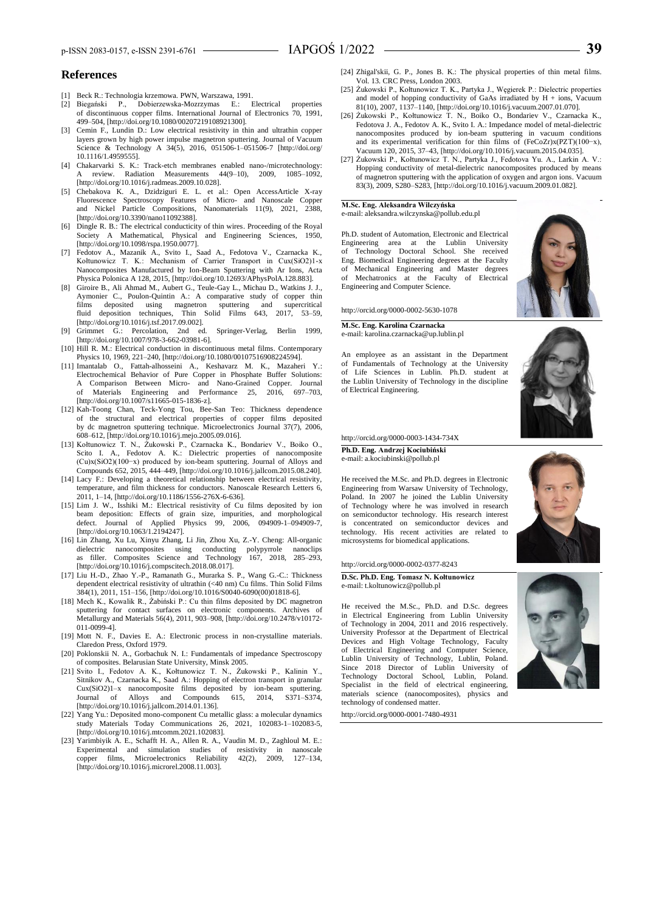## References

[1] Beck R.: Technologia krzemowa. PWN, Warszawa, 1991.

[2] Biegański P., Dobierzewska-Mozrzymas E.: Electrical properties of discontinuous copper films. International Journal of Electronics 70, 1991, 499–504, [http://doi.org/10.1080/00207219108921300].

[3] Cemin F., Lundin D.: Low electrical resistivity in thin and ultrathin copper layers grown by high power impulse magnetron sputtering. Journal of Vacuum Science & Technology A 34(5), 2016, 051506-1–051506-7 [http://doi.org/ 10.1116/1.4959555].

[4] Chakarvarki S. K.: Track-etch membranes enabled nano-/microtechnology: A review. Radiation Measurements 44(9–10), 2009, 1085–1092, [http://doi.org/10.1016/j.radmeas.2009.10.028].

[5] Chebakova K. A., Dzidziguri E. L. et al.: Open AccessArticle X-ray Fluorescence Spectroscopy Features of Micro- and Nanoscale Copper and Nickel Particle Compositions, Nanomaterials 11(9), 2021, 2388, [http://doi.org/10.3390/nano11092388].

[6] Dingle R. B.: The electrical conductivity of thin wires. Proceeding of the Royal Society A Mathematical, Physical and Engineering Sciences, 1950, [http://doi.org/10.1098/rspa.1950.0077].

[7] Fedotov A., Mazanik A., Svito I., Saad A., Fedotova V., Czarnacka K., Kołtunowicz T. K.: Mechanism of Carrier Transport in Cux(SiO2)1-x Nanocomposites Manufactured by Ion-Beam Sputtering with Ar Ions, Acta Physica Polonica A 128, 2015, [http://doi.org/10.12693/APhysPolA.128.883].

[8] Giroire B., Ali Ahmad M., Aubert G., Teule-Gay L., Michau D., Watkins J. J., Aymonier C., Poulon-Quintin A.: A comparative study of copper thin films deposited using magnetron sputtering and supercritical fluid deposition techniques, Thin Solid Films 643, 2017, 53–59, [http://doi.org/10.1016/j.tsf.2017.09.002].

[9] Grimmet G.: Percolation, 2nd ed. Springer-Verlag, Berlin 1999, [http://doi.org/10.1007/978-3-662-03981-6].

[10] Hill R. M.: Electrical conduction in discontinuous metal films. Contemporary Physics 10, 1969, 221–240, [http://doi.org/10.1080/00107516908224594].

[11] Imantalab O., Fattah-alhosseini A., Keshavarz M. K., Mazaheri Y.: Electrochemical Behavior of Pure Copper in Phosphate Buffer Solutions: A Comparison Between Micro- and Nano-Grained Copper. Journal of Materials Engineering and Performance 25, 2016, 697–703, [http://doi.org/10.1007/s11665-015-1836-z].

[12] Kah-Toong Chan, Teck-Yong Tou, Bee-San Teo: Thickness dependence of the structural and electrical properties of copper films deposited by dc magnetron sputtering technique. Microelectronics Journal 37(7), 2006, 608–612, [http://doi.org/10.1016/j.mejo.2005.09.016].

[13] Kołtunowicz T. N., Żukowski P., Czarnacka K., Bondariev V., Boiko O., Scito I. A., Fedotov A. K.: Dielectric properties of nanocomposite (Cu)x(SiO2)(100−x) produced by ion-beam sputtering. Journal of Alloys and Compounds 652, 2015, 444–449, [http://doi.org/10.1016/j.jallcom.2015.08.240].

[14] Lacy F.: Developing a theoretical relationship between electrical resistivity, temperature, and film thickness for conductors. Nanoscale Research Letters 6, 2011, 1–14, [http://doi.org/10.1186/1556-276X-6-636].

[15] Lim J. W., Isshiki M.: Electrical resistivity of Cu films deposited by ion beam deposition: Effects of grain size, impurities, and morphological defect. Journal of Applied Physics 99, 2006, 094909-1–094909-7, [http://doi.org/10.1063/1.2194247].

[16] Lin Zhang, Xu Lu, Xinyu Zhang, Li Jin, Zhou Xu, Z.-Y. Cheng: All-organic dielectric nanocomposites using conducting polypyrrole nanoclips as filler. Composites Science and Technology 167, 2018, 285–293, [http://doi.org/10.1016/j.compscitech.2018.08.017].

[17] Liu H.-D., Zhao Y.-P., Ramanath G., Murarka S. P., Wang G.-C.: Thickness dependent electrical resistivity of ultrathin (<40 nm) Cu films. Thin Solid Films 384(1), 2011, 151–156, [http://doi.org/10.1016/S0040-6090(00)01818-6].

[18] Mech K., Kowalik R., Żabiński P.: Cu thin films deposited by DC magnetron sputtering for contact surfaces on electronic components. Archives of Metallurgy and Materials 56(4), 2011, 903–908, [http://doi.org/10.2478/v10172-011-0099-4].

[19] Mott N. F., Davies E. A.: Electronic process in non-crystalline materials. Claredon Press, Oxford 1979.

[20] Poklonskii N. A., Gorbachuk N. I.: Fundamentals of impedance Spectroscopy of composites. Belarusian State University, Minsk 2005.

[21] Svito I., Fedotov A. K., Kołtunowicz T. N., Żukowski P., Kalinin Y., Sitnikov A., Czarnacka K., Saad A.: Hopping of electron transport in granular Cux(SiO2)1–x nanocomposite films deposited by ion-beam sputtering. Journal of Alloys and Compounds 615, 2014, S371–S374, [http://doi.org/10.1016/j.jallcom.2014.01.136].

[22] Yang Yu.: Deposited mono-component Cu metallic glass: a molecular dynamics study Materials Today Communications 26, 2021, 102083-1–102083-5, [http://doi.org/10.1016/j.mtcomm.2021.102083].

[23] Yarimbiyik A. E., Schafft H. A., Allen R. A., Vaudin M. D., Zaghloul M. E.: Experimental and simulation studies of resistivity in nanoscale copper films, Microelectronics Reliability 42(2), 2009, 127–134, [http://doi.org/10.1016/j.microrel.2008.11.003].

[24] Zhigal'skii, G. P., Jones B. K.: The physical properties of thin metal films. Vol. 13. CRC Press, London 2003.

[25] Żukowski P., Kołtunowicz T. K., Partyka J., Węgierek P.: Dielectric properties and model of hopping conductivity of GaAs irradiated by H + ions, Vacuum 81(10), 2007, 1137–1140, [http://doi.org/10.1016/j.vacuum.2007.01.070].

[26] Żukowski P., Kołtunowicz T. N., Boiko O., Bondariev V., Czarnacka K., Fedotova J. A., Fedotov A. K., Svito I. A.: Impedance model of metal-dielectric nanocomposites produced by ion-beam sputtering in vacuum conditions and its experimental verification for thin films of (FeCoZr)x(PZT)(100−x), Vacuum 120, 2015, 37–43, [http://doi.org/10.1016/j.vacuum.2015.04.035].

[27] Żukowski P., Kołtunowicz T. N., Partyka J., Fedotova Yu. A., Larkin A. V.: Hopping conductivity of metal-dielectric nanocomposites produced by means of magnetron sputtering with the application of oxygen and argon ions. Vacuum 83(3), 2009, S280–S283, [http://doi.org/10.1016/j.vacuum.2009.01.082].

**M.Sc. Eng. Aleksandra Wilczyńska**
e-mail: aleksandra.wilczynska@pollub.edu.pl

Ph.D. student of Automation, Electronic and Electrical Engineering area at the Lublin University of Technology Doctoral School. She received Eng. Biomedical Engineering degrees at the Faculty of Mechanical Engineering and Master degrees of Mechatronics at the Faculty of Electrical Engineering and Computer Science.

http://orcid.org/0000-0002-5630-1078

**M.Sc. Eng. Karolina Czarnacka**
e-mail: karolina.czarnacka@up.lublin.pl

An employee as an assistant in the Department of Fundamentals of Technology at the University of Life Sciences in Lublin. Ph.D. student at the Lublin University of Technology in the discipline of Electrical Engineering.

http://orcid.org/0000-0003-1434-734X

**Ph.D. Eng. Andrzej Kociubiński**
e-mail: a.kociubinski@pollub.pl

He received the M.Sc. and Ph.D. degrees in Electronic Engineering from Warsaw University of Technology, Poland. In 2007 he joined the Lublin University of Technology where he was involved in research on semiconductor technology. His research interest is concentrated on semiconductor devices and technology. His recent activities are related to microsystems for biomedical applications.

http://orcid.org/0000-0002-0377-8243

**D.Sc. Ph.D. Eng. Tomasz N. Kołtunowicz**
e-mail: t.koltunowicz@pollub.pl

He received the M.Sc., Ph.D. and D.Sc. degrees in Electrical Engineering from Lublin University of Technology in 2004, 2011 and 2016 respectively. University Professor at the Department of Electrical Devices and High Voltage Technology, Faculty of Electrical Engineering and Computer Science, Lublin University of Technology, Lublin, Poland. Since 2018 Director of Lublin University of Technology Doctoral School, Lublin, Poland. Specialist in the field of electrical engineering, materials science (nanocomposites), physics and technology of condensed matter.

http://orcid.org/0000-0001-7480-4931